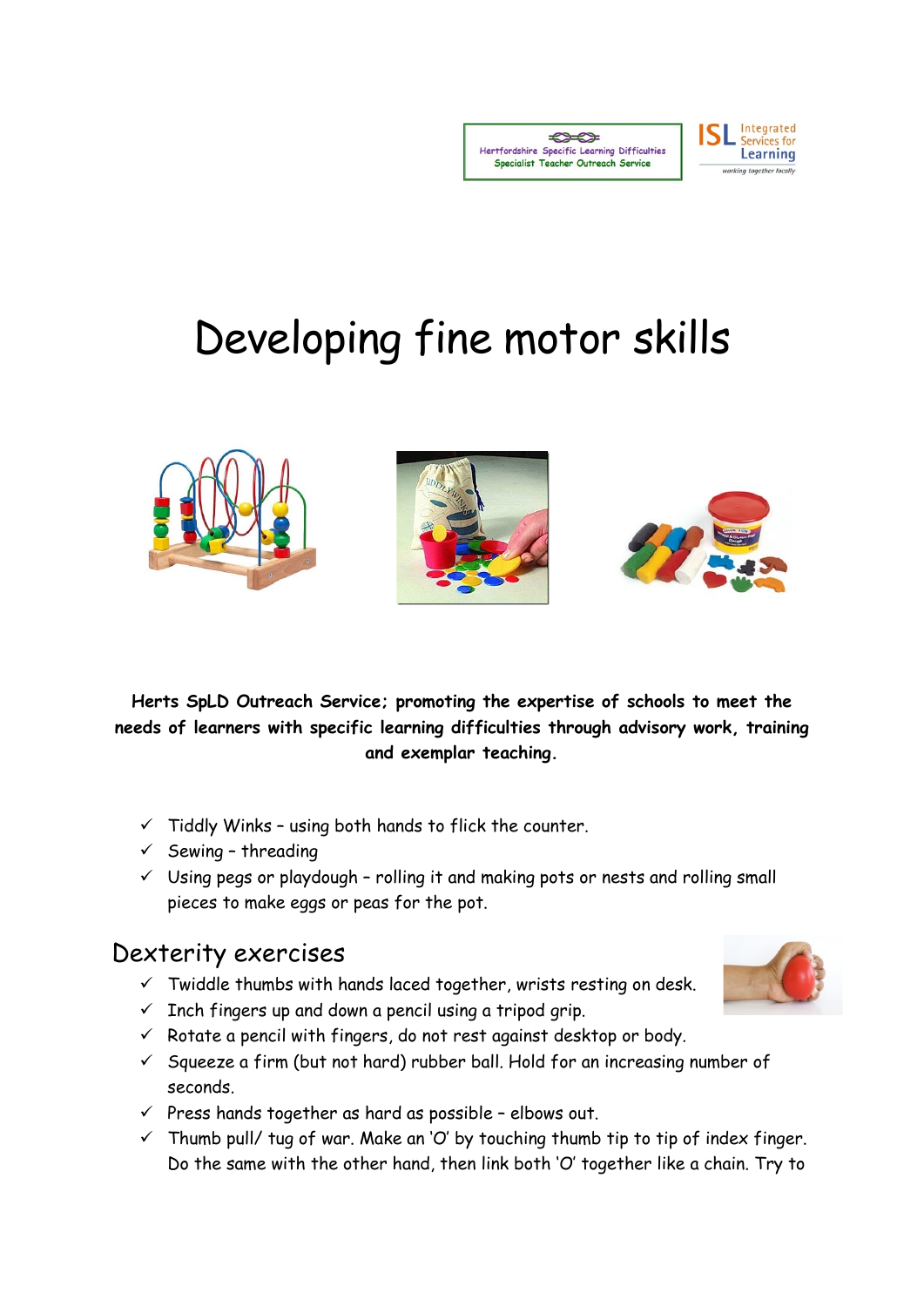Hertfordshire Specific Learning Difficulties Specialist Teacher Outreach Service

ISL Integrated Services for Learning — working together locally

# Developing fine motor skills

**Herts SpLD Outreach Service; promoting the expertise of schools to meet the needs of learners with specific learning difficulties through advisory work, training and exemplar teaching.**

- ✓ Tiddly Winks – using both hands to flick the counter.
- ✓ Sewing – threading
- ✓ Using pegs or playdough – rolling it and making pots or nests and rolling small pieces to make eggs or peas for the pot.

## Dexterity exercises

- ✓ Twiddle thumbs with hands laced together, wrists resting on desk.
- ✓ Inch fingers up and down a pencil using a tripod grip.
- ✓ Rotate a pencil with fingers, do not rest against desktop or body.
- ✓ Squeeze a firm (but not hard) rubber ball. Hold for an increasing number of seconds.
- ✓ Press hands together as hard as possible – elbows out.
- ✓ Thumb pull/ tug of war. Make an 'O' by touching thumb tip to tip of index finger. Do the same with the other hand, then link both 'O' together like a chain. Try to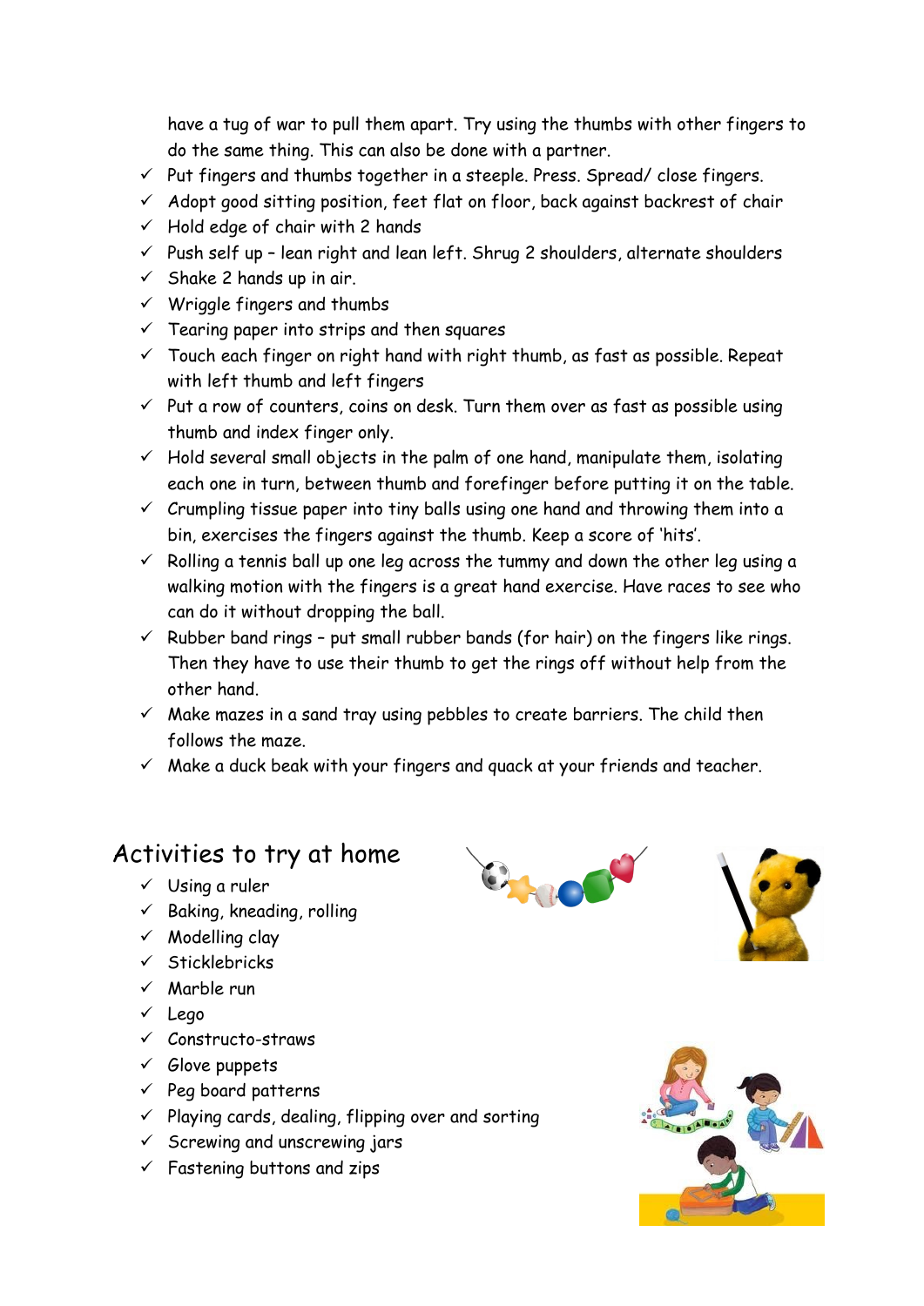have a tug of war to pull them apart. Try using the thumbs with other fingers to do the same thing. This can also be done with a partner.

- ✓ Put fingers and thumbs together in a steeple. Press. Spread/ close fingers.
- ✓ Adopt good sitting position, feet flat on floor, back against backrest of chair
- ✓ Hold edge of chair with 2 hands
- ✓ Push self up – lean right and lean left. Shrug 2 shoulders, alternate shoulders
- ✓ Shake 2 hands up in air.
- ✓ Wriggle fingers and thumbs
- ✓ Tearing paper into strips and then squares
- ✓ Touch each finger on right hand with right thumb, as fast as possible. Repeat with left thumb and left fingers
- ✓ Put a row of counters, coins on desk. Turn them over as fast as possible using thumb and index finger only.
- ✓ Hold several small objects in the palm of one hand, manipulate them, isolating each one in turn, between thumb and forefinger before putting it on the table.
- ✓ Crumpling tissue paper into tiny balls using one hand and throwing them into a bin, exercises the fingers against the thumb. Keep a score of 'hits'.
- ✓ Rolling a tennis ball up one leg across the tummy and down the other leg using a walking motion with the fingers is a great hand exercise. Have races to see who can do it without dropping the ball.
- ✓ Rubber band rings – put small rubber bands (for hair) on the fingers like rings. Then they have to use their thumb to get the rings off without help from the other hand.
- ✓ Make mazes in a sand tray using pebbles to create barriers. The child then follows the maze.
- ✓ Make a duck beak with your fingers and quack at your friends and teacher.

## Activities to try at home

- ✓ Using a ruler
- ✓ Baking, kneading, rolling
- ✓ Modelling clay
- ✓ Sticklebricks
- ✓ Marble run
- ✓ Lego
- ✓ Constructo-straws
- ✓ Glove puppets
- ✓ Peg board patterns
- ✓ Playing cards, dealing, flipping over and sorting
- ✓ Screwing and unscrewing jars
- ✓ Fastening buttons and zips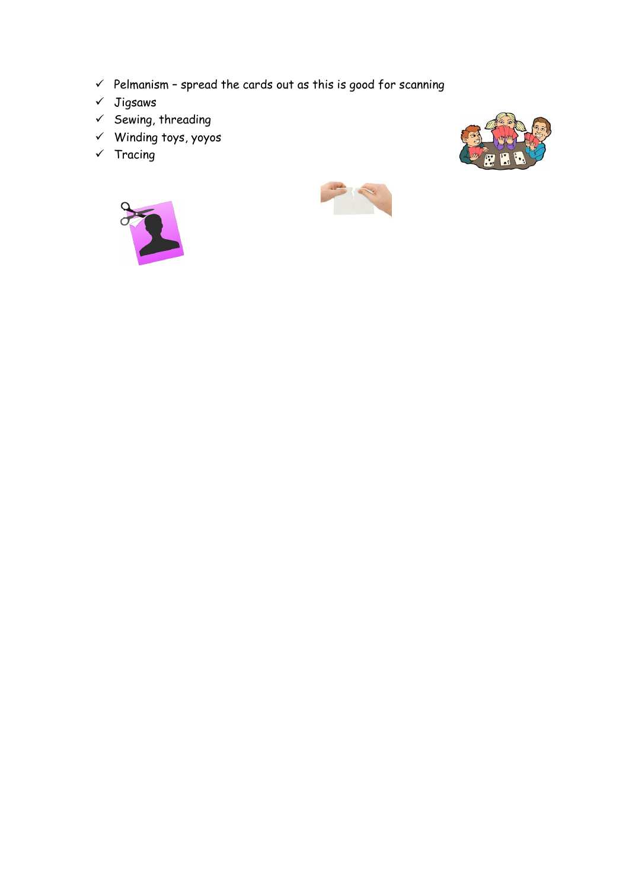- ✓ Pelmanism – spread the cards out as this is good for scanning
- ✓ Jigsaws
- ✓ Sewing, threading
- ✓ Winding toys, yoyos
- ✓ Tracing